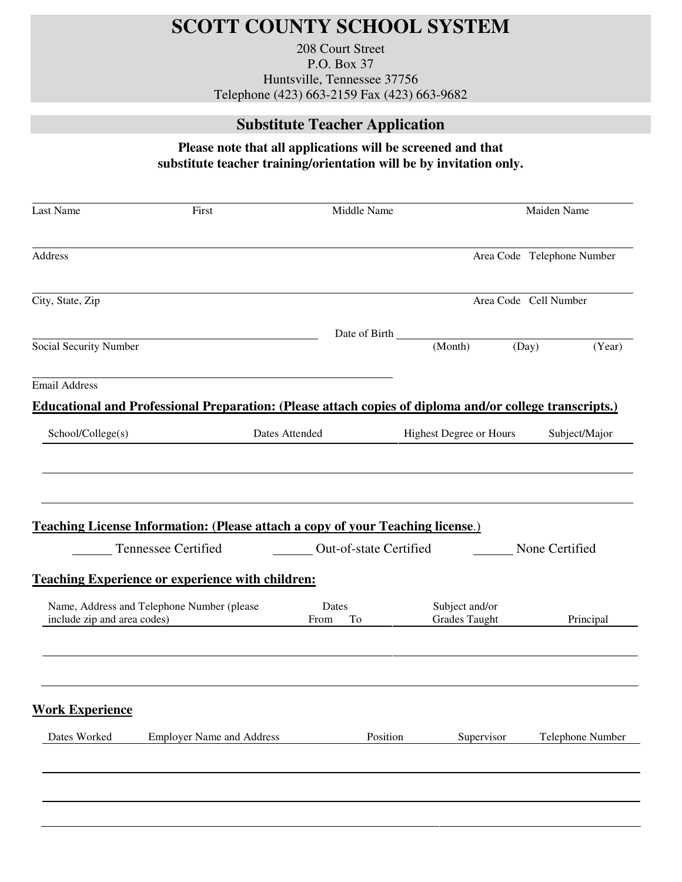# SCOTT COUNTY SCHOOL SYSTEM

208 Court Street
P.O. Box 37
Huntsville, Tennessee 37756
Telephone (423) 663-2159 Fax (423) 663-9682

## Substitute Teacher Application

**Please note that all applications will be screened and that substitute teacher training/orientation will be by invitation only.**

| Last Name | First | Middle Name | Maiden Name |
|---|---|---|---|
| | | | |

| Address | Area Code Telephone Number |
|---|---|
| | |

| City, State, Zip | Area Code Cell Number |
|---|---|
| | |

Social Security Number ______________________ Date of Birth ______________________ (Month) (Day) (Year)

Email Address ______________________

**Educational and Professional Preparation: (Please attach copies of diploma and/or college transcripts.)**

| School/College(s) | Dates Attended | Highest Degree or Hours | Subject/Major |
|---|---|---|---|
| | | | |
| | | | |

**Teaching License Information: (Please attach a copy of your Teaching license.)**

______ Tennessee Certified ______ Out-of-state Certified ______ None Certified

**Teaching Experience or experience with children:**

| Name, Address and Telephone Number (please include zip and area codes) | Dates From | To | Subject and/or Grades Taught | Principal |
|---|---|---|---|---|
| | | | | |
| | | | | |

**Work Experience**

| Dates Worked | Employer Name and Address | Position | Supervisor | Telephone Number |
|---|---|---|---|---|
| | | | | |
| | | | | |
| | | | | |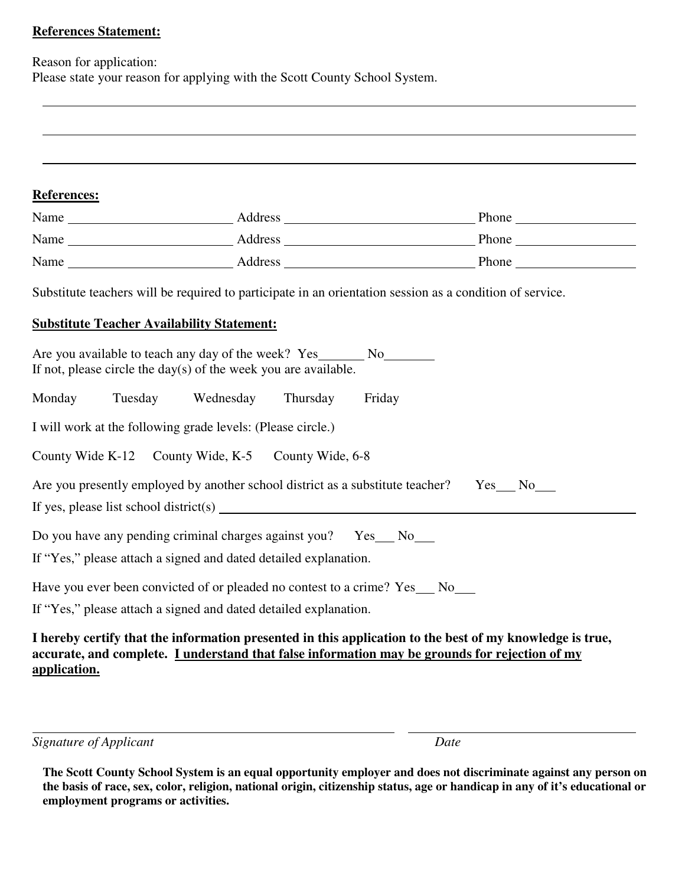**References Statement:**

Reason for application:
Please state your reason for applying with the Scott County School System.

\_\_\_\_\_\_\_\_\_\_\_\_\_\_\_\_\_\_\_\_\_\_\_\_\_\_\_\_\_\_\_\_\_\_\_\_\_\_\_\_\_\_\_\_\_\_\_\_\_\_\_\_\_\_\_\_\_\_\_\_\_\_\_\_\_\_\_\_\_\_

\_\_\_\_\_\_\_\_\_\_\_\_\_\_\_\_\_\_\_\_\_\_\_\_\_\_\_\_\_\_\_\_\_\_\_\_\_\_\_\_\_\_\_\_\_\_\_\_\_\_\_\_\_\_\_\_\_\_\_\_\_\_\_\_\_\_\_\_\_\_

\_\_\_\_\_\_\_\_\_\_\_\_\_\_\_\_\_\_\_\_\_\_\_\_\_\_\_\_\_\_\_\_\_\_\_\_\_\_\_\_\_\_\_\_\_\_\_\_\_\_\_\_\_\_\_\_\_\_\_\_\_\_\_\_\_\_\_\_\_\_

**References:**

Name \_\_\_\_\_\_\_\_\_\_\_\_\_\_\_\_\_\_\_\_\_\_ Address \_\_\_\_\_\_\_\_\_\_\_\_\_\_\_\_\_\_\_\_\_\_\_\_\_\_ Phone \_\_\_\_\_\_\_\_\_\_\_\_\_\_\_\_

Name \_\_\_\_\_\_\_\_\_\_\_\_\_\_\_\_\_\_\_\_\_\_ Address \_\_\_\_\_\_\_\_\_\_\_\_\_\_\_\_\_\_\_\_\_\_\_\_\_\_ Phone \_\_\_\_\_\_\_\_\_\_\_\_\_\_\_\_

Name \_\_\_\_\_\_\_\_\_\_\_\_\_\_\_\_\_\_\_\_\_\_ Address \_\_\_\_\_\_\_\_\_\_\_\_\_\_\_\_\_\_\_\_\_\_\_\_\_\_ Phone \_\_\_\_\_\_\_\_\_\_\_\_\_\_\_\_

Substitute teachers will be required to participate in an orientation session as a condition of service.

**Substitute Teacher Availability Statement:**

Are you available to teach any day of the week? Yes\_\_\_\_\_\_\_ No\_\_\_\_\_\_\_
If not, please circle the day(s) of the week you are available.

Monday Tuesday Wednesday Thursday Friday

I will work at the following grade levels: (Please circle.)

County Wide K-12 County Wide, K-5 County Wide, 6-8

Are you presently employed by another school district as a substitute teacher? Yes\_\_\_ No\_\_\_

If yes, please list school district(s) \_\_\_\_\_\_\_\_\_\_\_\_\_\_\_\_\_\_\_\_\_\_\_\_\_\_\_\_\_\_\_\_\_\_\_\_\_\_\_\_\_\_\_\_\_\_\_\_\_\_

Do you have any pending criminal charges against you? Yes\_\_\_ No\_\_\_

If "Yes," please attach a signed and dated detailed explanation.

Have you ever been convicted of or pleaded no contest to a crime? Yes\_\_\_ No\_\_\_

If "Yes," please attach a signed and dated detailed explanation.

**I hereby certify that the information presented in this application to the best of my knowledge is true, accurate, and complete. <u>I understand that false information may be grounds for rejection of my application.</u>**

\_\_\_\_\_\_\_\_\_\_\_\_\_\_\_\_\_\_\_\_\_\_\_\_\_\_\_\_\_\_\_\_\_\_\_\_\_\_\_\_ \_\_\_\_\_\_\_\_\_\_\_\_\_\_\_\_\_\_\_\_\_\_\_\_\_\_\_\_\_\_\_\_
*Signature of Applicant* *Date*

**The Scott County School System is an equal opportunity employer and does not discriminate against any person on the basis of race, sex, color, religion, national origin, citizenship status, age or handicap in any of it's educational or employment programs or activities.**